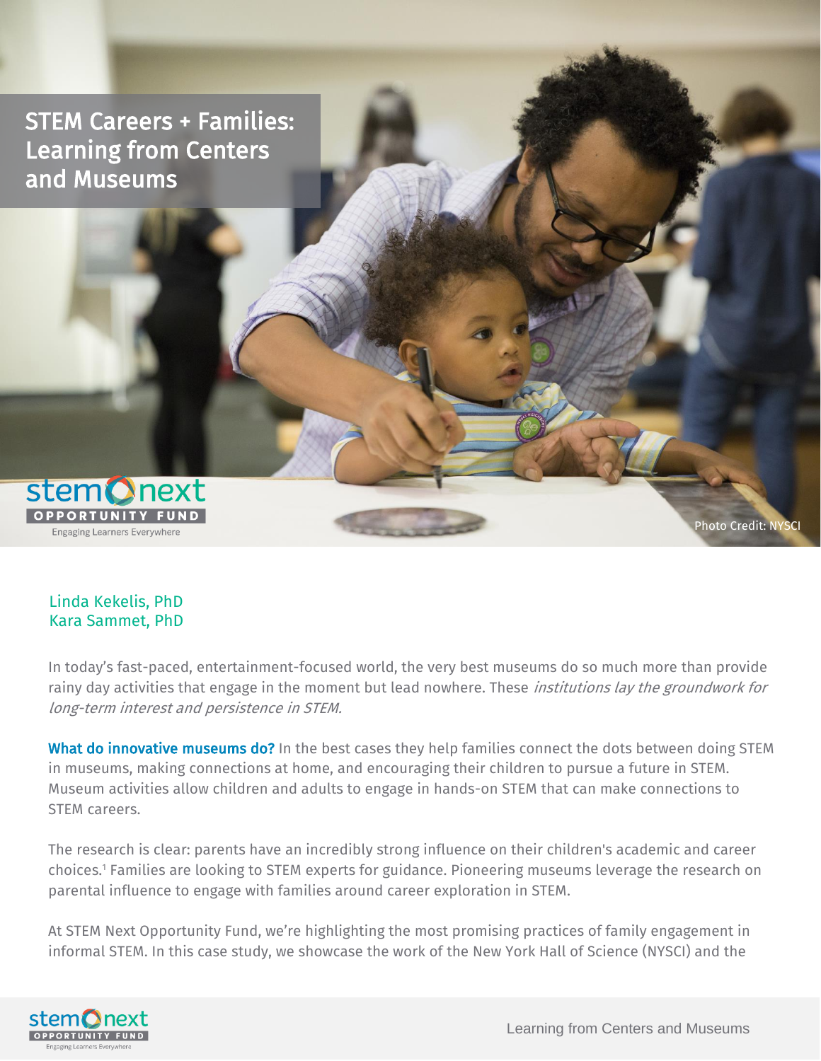# STEM Careers + Families: Learning from Centers and Museums

Photo Credit: NYSCI

Linda Kekelis, PhD
Kara Sammet, PhD

In today's fast-paced, entertainment-focused world, the very best museums do so much more than provide rainy day activities that engage in the moment but lead nowhere. These *institutions lay the groundwork for long-term interest and persistence in STEM.*

**What do innovative museums do?** In the best cases they help families connect the dots between doing STEM in museums, making connections at home, and encouraging their children to pursue a future in STEM. Museum activities allow children and adults to engage in hands-on STEM that can make connections to STEM careers.

The research is clear: parents have an incredibly strong influence on their children's academic and career choices.[1] Families are looking to STEM experts for guidance. Pioneering museums leverage the research on parental influence to engage with families around career exploration in STEM.

At STEM Next Opportunity Fund, we're highlighting the most promising practices of family engagement in informal STEM. In this case study, we showcase the work of the New York Hall of Science (NYSCI) and the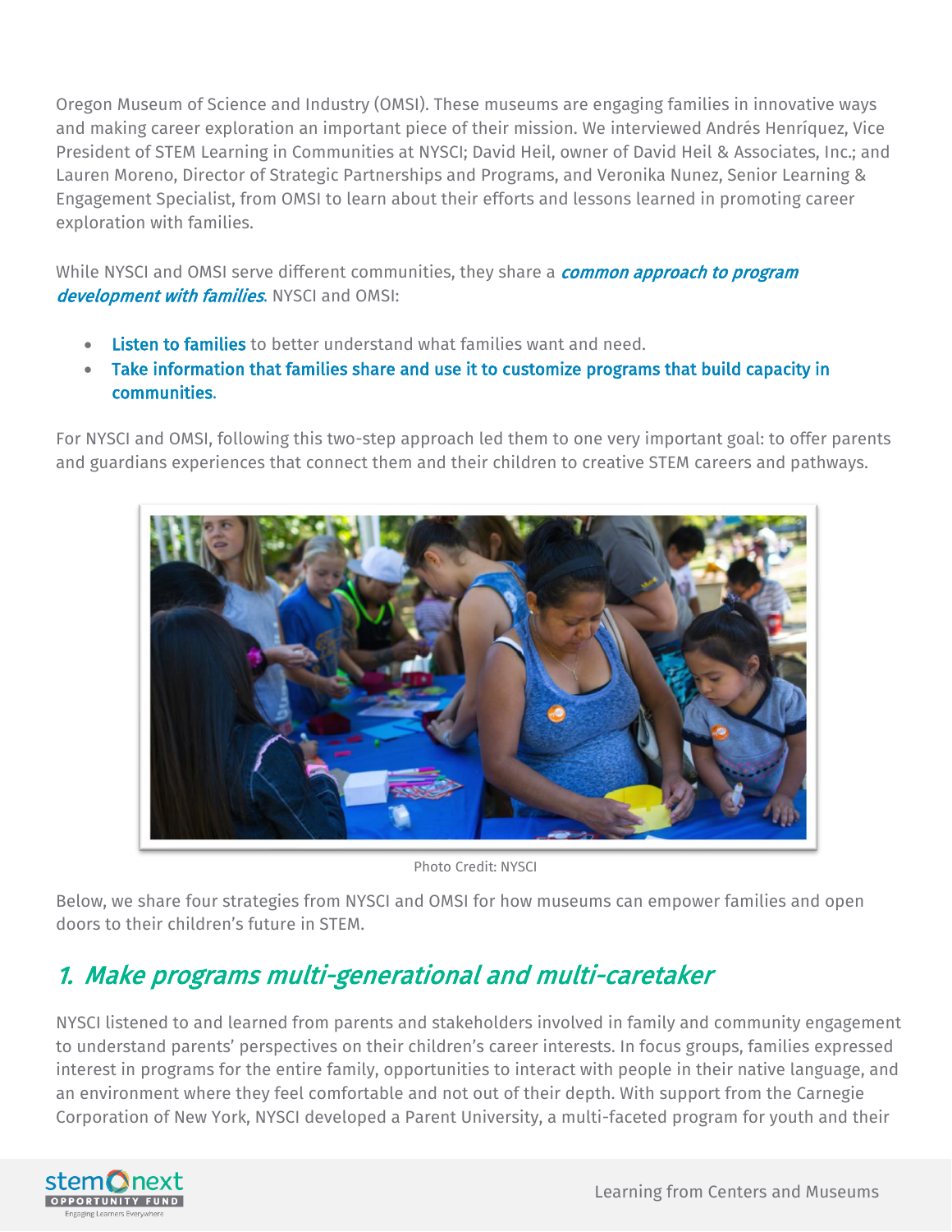Oregon Museum of Science and Industry (OMSI). These museums are engaging families in innovative ways and making career exploration an important piece of their mission. We interviewed Andrés Henríquez, Vice President of STEM Learning in Communities at NYSCI; David Heil, owner of David Heil & Associates, Inc.; and Lauren Moreno, Director of Strategic Partnerships and Programs, and Veronika Nunez, Senior Learning & Engagement Specialist, from OMSI to learn about their efforts and lessons learned in promoting career exploration with families.

While NYSCI and OMSI serve different communities, they share a ***common approach to program development with families***. NYSCI and OMSI:

- **Listen to families** to better understand what families want and need.
- **Take information that families share and use it to customize programs that build capacity in communities.**

For NYSCI and OMSI, following this two-step approach led them to one very important goal: to offer parents and guardians experiences that connect them and their children to creative STEM careers and pathways.

Photo Credit: NYSCI

Below, we share four strategies from NYSCI and OMSI for how museums can empower families and open doors to their children's future in STEM.

## *1. Make programs multi-generational and multi-caretaker*

NYSCI listened to and learned from parents and stakeholders involved in family and community engagement to understand parents' perspectives on their children's career interests. In focus groups, families expressed interest in programs for the entire family, opportunities to interact with people in their native language, and an environment where they feel comfortable and not out of their depth. With support from the Carnegie Corporation of New York, NYSCI developed a Parent University, a multi-faceted program for youth and their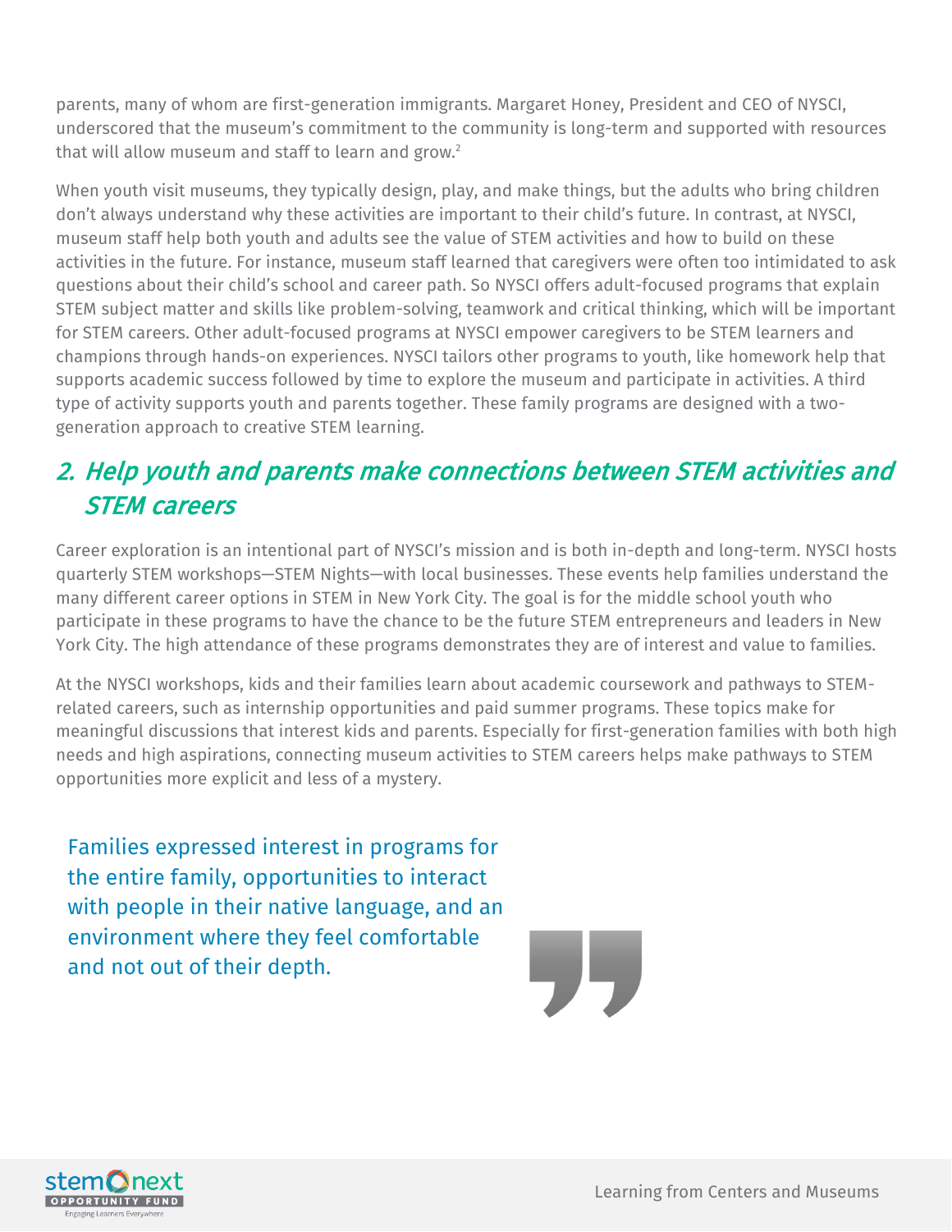parents, many of whom are first-generation immigrants. Margaret Honey, President and CEO of NYSCI, underscored that the museum's commitment to the community is long-term and supported with resources that will allow museum and staff to learn and grow.[2]

When youth visit museums, they typically design, play, and make things, but the adults who bring children don't always understand why these activities are important to their child's future. In contrast, at NYSCI, museum staff help both youth and adults see the value of STEM activities and how to build on these activities in the future. For instance, museum staff learned that caregivers were often too intimidated to ask questions about their child's school and career path. So NYSCI offers adult-focused programs that explain STEM subject matter and skills like problem-solving, teamwork and critical thinking, which will be important for STEM careers. Other adult-focused programs at NYSCI empower caregivers to be STEM learners and champions through hands-on experiences. NYSCI tailors other programs to youth, like homework help that supports academic success followed by time to explore the museum and participate in activities. A third type of activity supports youth and parents together. These family programs are designed with a two-generation approach to creative STEM learning.

## 2. Help youth and parents make connections between STEM activities and STEM careers

Career exploration is an intentional part of NYSCI's mission and is both in-depth and long-term. NYSCI hosts quarterly STEM workshops—STEM Nights—with local businesses. These events help families understand the many different career options in STEM in New York City. The goal is for the middle school youth who participate in these programs to have the chance to be the future STEM entrepreneurs and leaders in New York City. The high attendance of these programs demonstrates they are of interest and value to families.

At the NYSCI workshops, kids and their families learn about academic coursework and pathways to STEM-related careers, such as internship opportunities and paid summer programs. These topics make for meaningful discussions that interest kids and parents. Especially for first-generation families with both high needs and high aspirations, connecting museum activities to STEM careers helps make pathways to STEM opportunities more explicit and less of a mystery.

> Families expressed interest in programs for the entire family, opportunities to interact with people in their native language, and an environment where they feel comfortable and not out of their depth.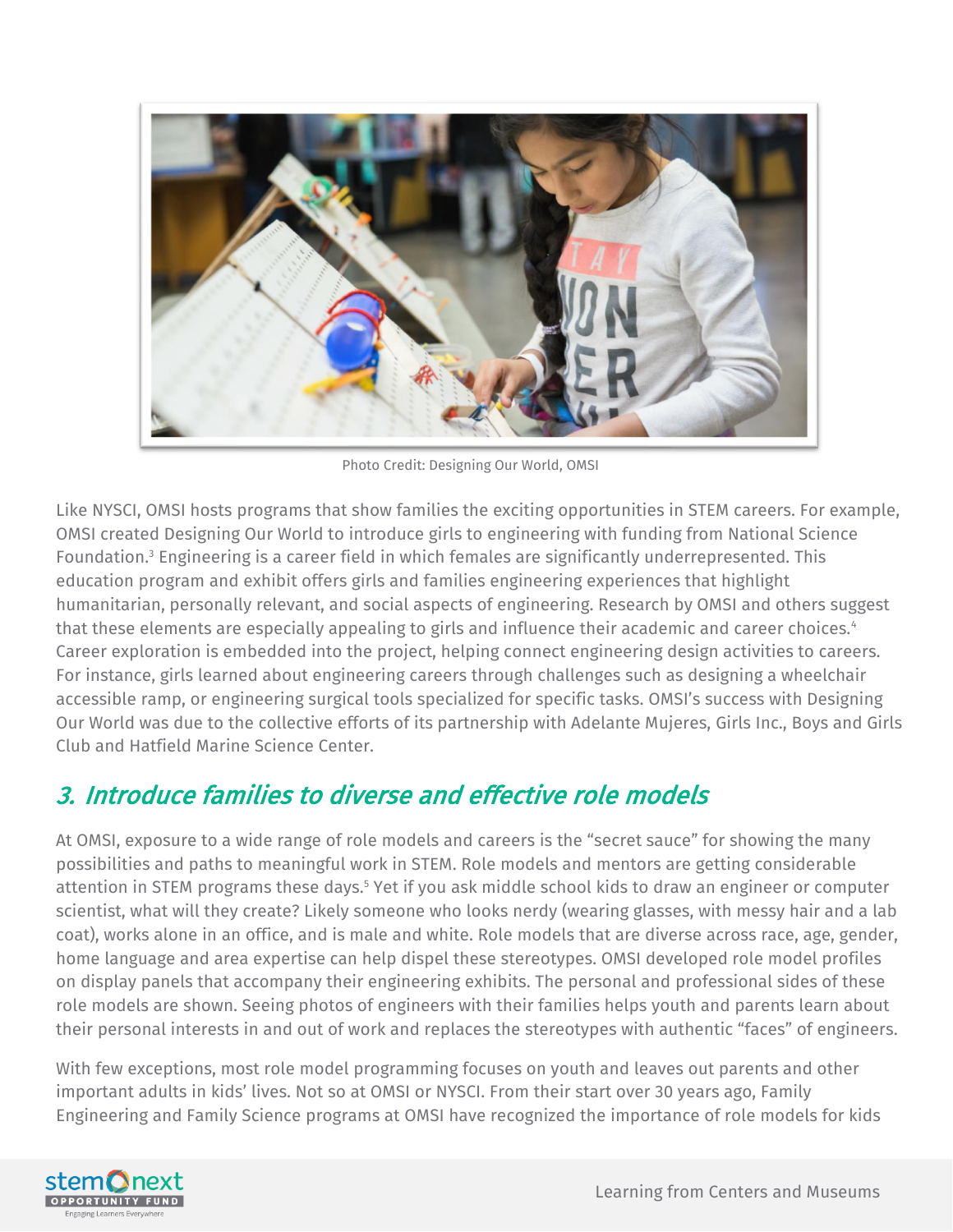Photo Credit: Designing Our World, OMSI

Like NYSCI, OMSI hosts programs that show families the exciting opportunities in STEM careers. For example, OMSI created Designing Our World to introduce girls to engineering with funding from National Science Foundation.[3] Engineering is a career field in which females are significantly underrepresented. This education program and exhibit offers girls and families engineering experiences that highlight humanitarian, personally relevant, and social aspects of engineering. Research by OMSI and others suggest that these elements are especially appealing to girls and influence their academic and career choices.[4] Career exploration is embedded into the project, helping connect engineering design activities to careers. For instance, girls learned about engineering careers through challenges such as designing a wheelchair accessible ramp, or engineering surgical tools specialized for specific tasks. OMSI's success with Designing Our World was due to the collective efforts of its partnership with Adelante Mujeres, Girls Inc., Boys and Girls Club and Hatfield Marine Science Center.

## *3. Introduce families to diverse and effective role models*

At OMSI, exposure to a wide range of role models and careers is the "secret sauce" for showing the many possibilities and paths to meaningful work in STEM. Role models and mentors are getting considerable attention in STEM programs these days.[5] Yet if you ask middle school kids to draw an engineer or computer scientist, what will they create? Likely someone who looks nerdy (wearing glasses, with messy hair and a lab coat), works alone in an office, and is male and white. Role models that are diverse across race, age, gender, home language and area expertise can help dispel these stereotypes. OMSI developed role model profiles on display panels that accompany their engineering exhibits. The personal and professional sides of these role models are shown. Seeing photos of engineers with their families helps youth and parents learn about their personal interests in and out of work and replaces the stereotypes with authentic "faces" of engineers.

With few exceptions, most role model programming focuses on youth and leaves out parents and other important adults in kids' lives. Not so at OMSI or NYSCI. From their start over 30 years ago, Family Engineering and Family Science programs at OMSI have recognized the importance of role models for kids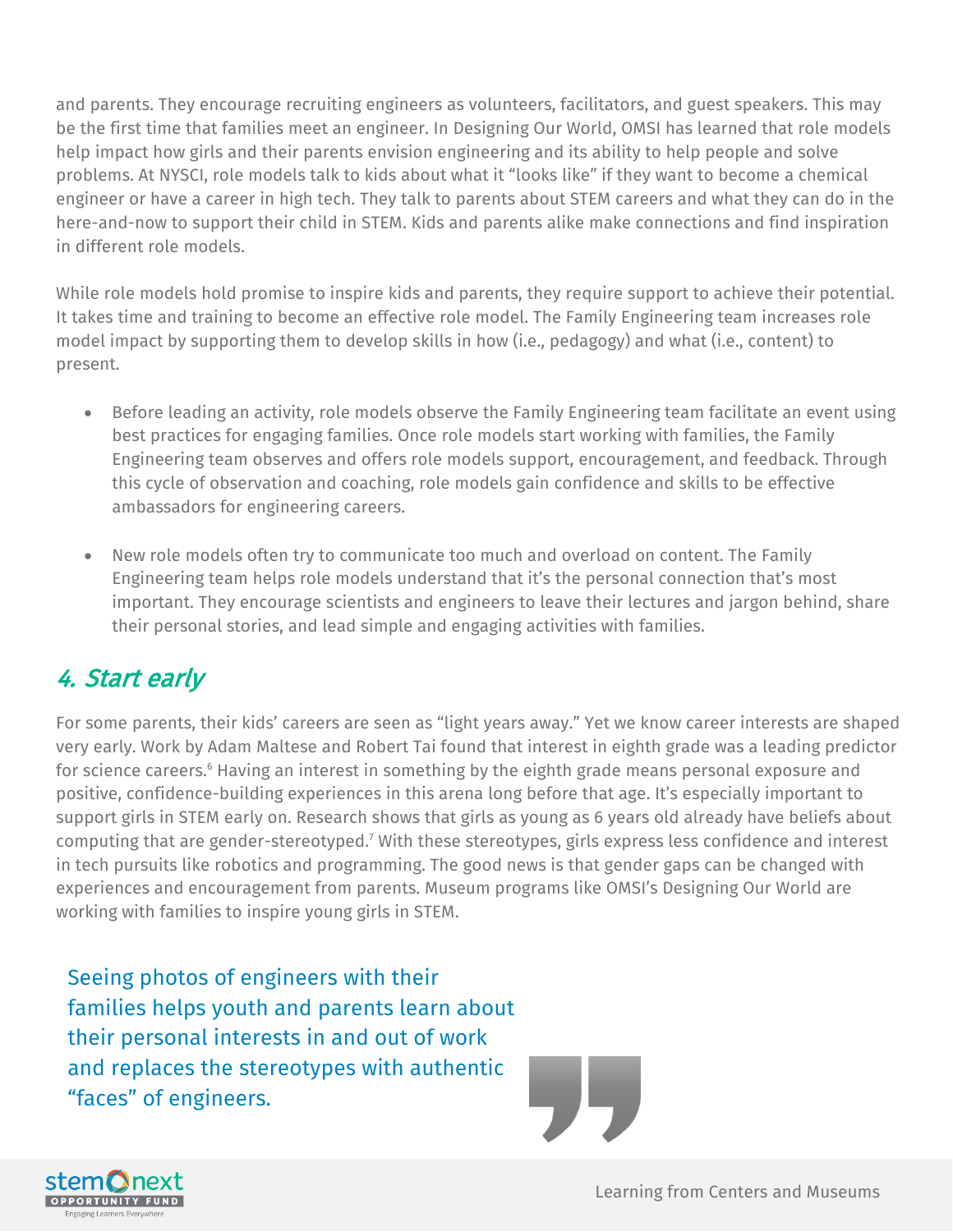and parents. They encourage recruiting engineers as volunteers, facilitators, and guest speakers. This may be the first time that families meet an engineer. In Designing Our World, OMSI has learned that role models help impact how girls and their parents envision engineering and its ability to help people and solve problems. At NYSCI, role models talk to kids about what it "looks like" if they want to become a chemical engineer or have a career in high tech. They talk to parents about STEM careers and what they can do in the here-and-now to support their child in STEM. Kids and parents alike make connections and find inspiration in different role models.

While role models hold promise to inspire kids and parents, they require support to achieve their potential. It takes time and training to become an effective role model. The Family Engineering team increases role model impact by supporting them to develop skills in how (i.e., pedagogy) and what (i.e., content) to present.

- Before leading an activity, role models observe the Family Engineering team facilitate an event using best practices for engaging families. Once role models start working with families, the Family Engineering team observes and offers role models support, encouragement, and feedback. Through this cycle of observation and coaching, role models gain confidence and skills to be effective ambassadors for engineering careers.

- New role models often try to communicate too much and overload on content. The Family Engineering team helps role models understand that it's the personal connection that's most important. They encourage scientists and engineers to leave their lectures and jargon behind, share their personal stories, and lead simple and engaging activities with families.

## *4. Start early*

For some parents, their kids' careers are seen as "light years away." Yet we know career interests are shaped very early. Work by Adam Maltese and Robert Tai found that interest in eighth grade was a leading predictor for science careers.[6] Having an interest in something by the eighth grade means personal exposure and positive, confidence-building experiences in this arena long before that age. It's especially important to support girls in STEM early on. Research shows that girls as young as 6 years old already have beliefs about computing that are gender-stereotyped.[7] With these stereotypes, girls express less confidence and interest in tech pursuits like robotics and programming. The good news is that gender gaps can be changed with experiences and encouragement from parents. Museum programs like OMSI's Designing Our World are working with families to inspire young girls in STEM.

> Seeing photos of engineers with their families helps youth and parents learn about their personal interests in and out of work and replaces the stereotypes with authentic "faces" of engineers.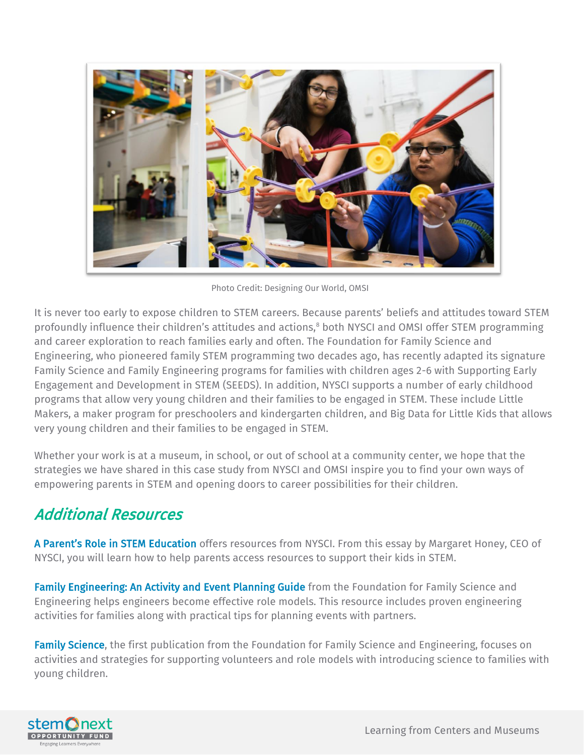Photo Credit: Designing Our World, OMSI

It is never too early to expose children to STEM careers. Because parents' beliefs and attitudes toward STEM profoundly influence their children's attitudes and actions,[8] both NYSCI and OMSI offer STEM programming and career exploration to reach families early and often. The Foundation for Family Science and Engineering, who pioneered family STEM programming two decades ago, has recently adapted its signature Family Science and Family Engineering programs for families with children ages 2-6 with Supporting Early Engagement and Development in STEM (SEEDS). In addition, NYSCI supports a number of early childhood programs that allow very young children and their families to be engaged in STEM. These include Little Makers, a maker program for preschoolers and kindergarten children, and Big Data for Little Kids that allows very young children and their families to be engaged in STEM.

Whether your work is at a museum, in school, or out of school at a community center, we hope that the strategies we have shared in this case study from NYSCI and OMSI inspire you to find your own ways of empowering parents in STEM and opening doors to career possibilities for their children.

## *Additional Resources*

**A Parent's Role in STEM Education** offers resources from NYSCI. From this essay by Margaret Honey, CEO of NYSCI, you will learn how to help parents access resources to support their kids in STEM.

**Family Engineering: An Activity and Event Planning Guide** from the Foundation for Family Science and Engineering helps engineers become effective role models. This resource includes proven engineering activities for families along with practical tips for planning events with partners.

**Family Science**, the first publication from the Foundation for Family Science and Engineering, focuses on activities and strategies for supporting volunteers and role models with introducing science to families with young children.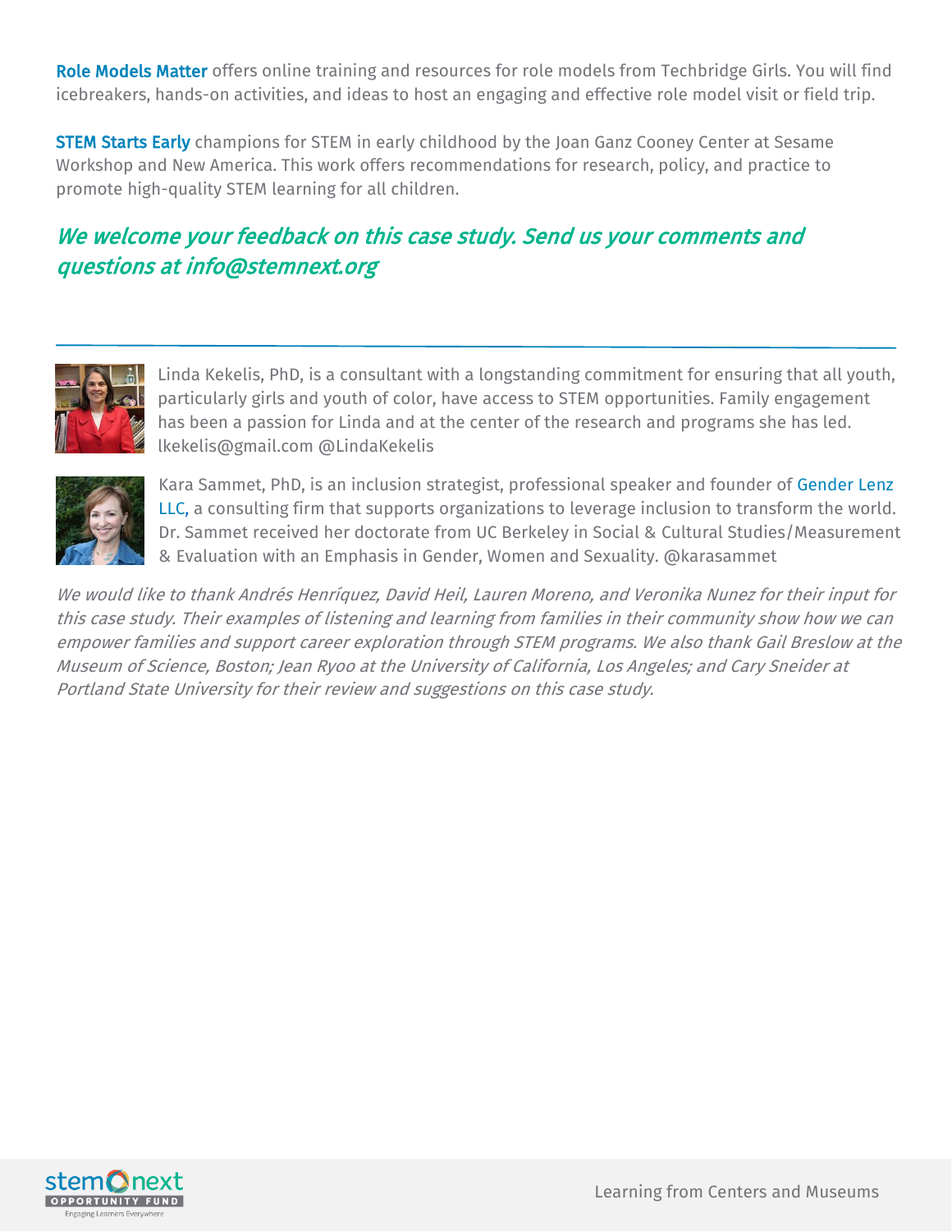**Role Models Matter** offers online training and resources for role models from Techbridge Girls. You will find icebreakers, hands-on activities, and ideas to host an engaging and effective role model visit or field trip.

**STEM Starts Early** champions for STEM in early childhood by the Joan Ganz Cooney Center at Sesame Workshop and New America. This work offers recommendations for research, policy, and practice to promote high-quality STEM learning for all children.

## *We welcome your feedback on this case study. Send us your comments and questions at info@stemnext.org*

---

Linda Kekelis, PhD, is a consultant with a longstanding commitment for ensuring that all youth, particularly girls and youth of color, have access to STEM opportunities. Family engagement has been a passion for Linda and at the center of the research and programs she has led. lkekelis@gmail.com @LindaKekelis

Kara Sammet, PhD, is an inclusion strategist, professional speaker and founder of Gender Lenz LLC, a consulting firm that supports organizations to leverage inclusion to transform the world. Dr. Sammet received her doctorate from UC Berkeley in Social & Cultural Studies/Measurement & Evaluation with an Emphasis in Gender, Women and Sexuality. @karasammet

*We would like to thank Andrés Henríquez, David Heil, Lauren Moreno, and Veronika Nunez for their input for this case study. Their examples of listening and learning from families in their community show how we can empower families and support career exploration through STEM programs. We also thank Gail Breslow at the Museum of Science, Boston; Jean Ryoo at the University of California, Los Angeles; and Cary Sneider at Portland State University for their review and suggestions on this case study.*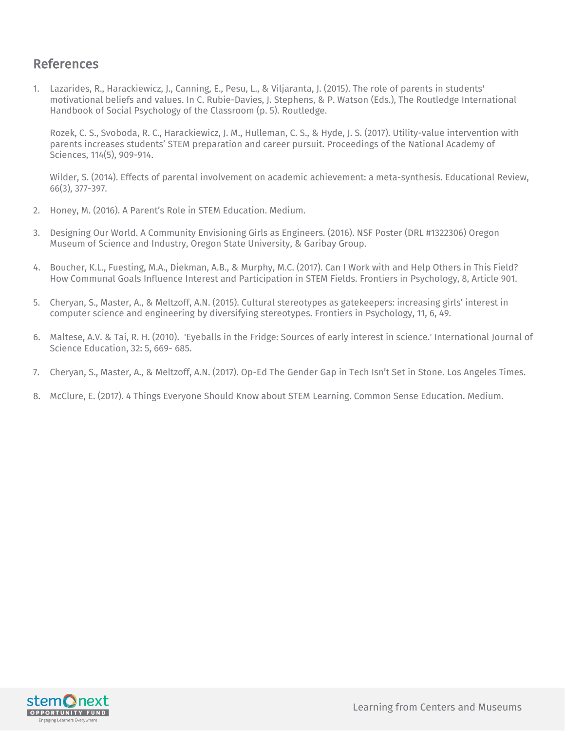## References

1. Lazarides, R., Harackiewicz, J., Canning, E., Pesu, L., & Viljaranta, J. (2015). The role of parents in students' motivational beliefs and values. In C. Rubie-Davies, J. Stephens, & P. Watson (Eds.), The Routledge International Handbook of Social Psychology of the Classroom (p. 5). Routledge.

   Rozek, C. S., Svoboda, R. C., Harackiewicz, J. M., Hulleman, C. S., & Hyde, J. S. (2017). Utility-value intervention with parents increases students' STEM preparation and career pursuit. Proceedings of the National Academy of Sciences, 114(5), 909-914.

   Wilder, S. (2014). Effects of parental involvement on academic achievement: a meta-synthesis. Educational Review, 66(3), 377-397.

2. Honey, M. (2016). A Parent's Role in STEM Education. Medium.

3. Designing Our World. A Community Envisioning Girls as Engineers. (2016). NSF Poster (DRL #1322306) Oregon Museum of Science and Industry, Oregon State University, & Garibay Group.

4. Boucher, K.L., Fuesting, M.A., Diekman, A.B., & Murphy, M.C. (2017). Can I Work with and Help Others in This Field? How Communal Goals Influence Interest and Participation in STEM Fields. Frontiers in Psychology, 8, Article 901.

5. Cheryan, S., Master, A., & Meltzoff, A.N. (2015). Cultural stereotypes as gatekeepers: increasing girls' interest in computer science and engineering by diversifying stereotypes. Frontiers in Psychology, 11, 6, 49.

6. Maltese, A.V. & Tai, R. H. (2010). 'Eyeballs in the Fridge: Sources of early interest in science.' International Journal of Science Education, 32: 5, 669- 685.

7. Cheryan, S., Master, A., & Meltzoff, A.N. (2017). Op-Ed The Gender Gap in Tech Isn't Set in Stone. Los Angeles Times.

8. McClure, E. (2017). 4 Things Everyone Should Know about STEM Learning. Common Sense Education. Medium.